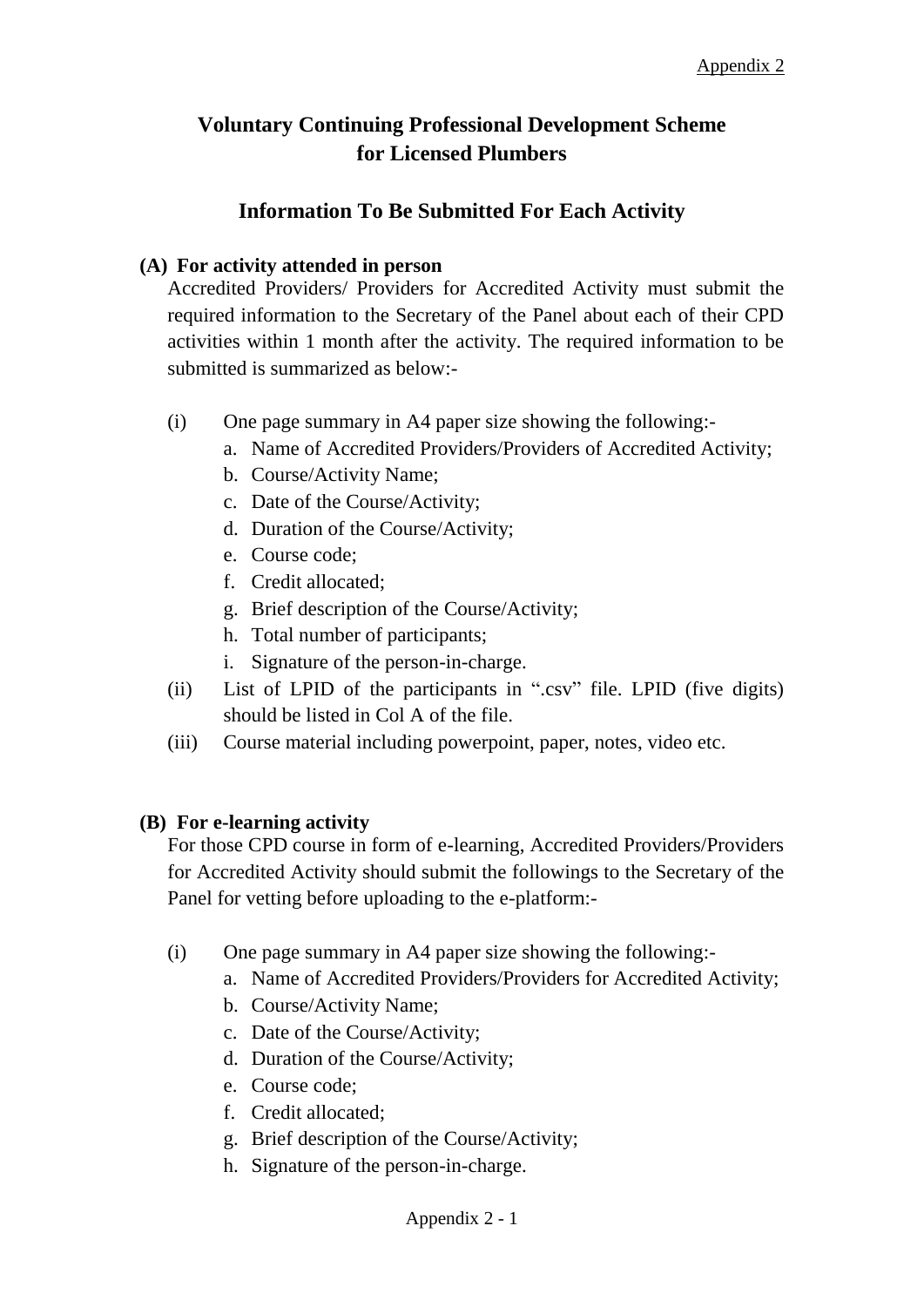Appendix 2

# Voluntary Continuing Professional Development Scheme for Licensed Plumbers

## Information To Be Submitted For Each Activity

**(A) For activity attended in person**

Accredited Providers/ Providers for Accredited Activity must submit the required information to the Secretary of the Panel about each of their CPD activities within 1 month after the activity. The required information to be submitted is summarized as below:-

(i) One page summary in A4 paper size showing the following:-

a. Name of Accredited Providers/Providers of Accredited Activity;
b. Course/Activity Name;
c. Date of the Course/Activity;
d. Duration of the Course/Activity;
e. Course code;
f. Credit allocated;
g. Brief description of the Course/Activity;
h. Total number of participants;
i. Signature of the person-in-charge.

(ii) List of LPID of the participants in ".csv" file. LPID (five digits) should be listed in Col A of the file.

(iii) Course material including powerpoint, paper, notes, video etc.

**(B) For e-learning activity**

For those CPD course in form of e-learning, Accredited Providers/Providers for Accredited Activity should submit the followings to the Secretary of the Panel for vetting before uploading to the e-platform:-

(i) One page summary in A4 paper size showing the following:-

a. Name of Accredited Providers/Providers for Accredited Activity;
b. Course/Activity Name;
c. Date of the Course/Activity;
d. Duration of the Course/Activity;
e. Course code;
f. Credit allocated;
g. Brief description of the Course/Activity;
h. Signature of the person-in-charge.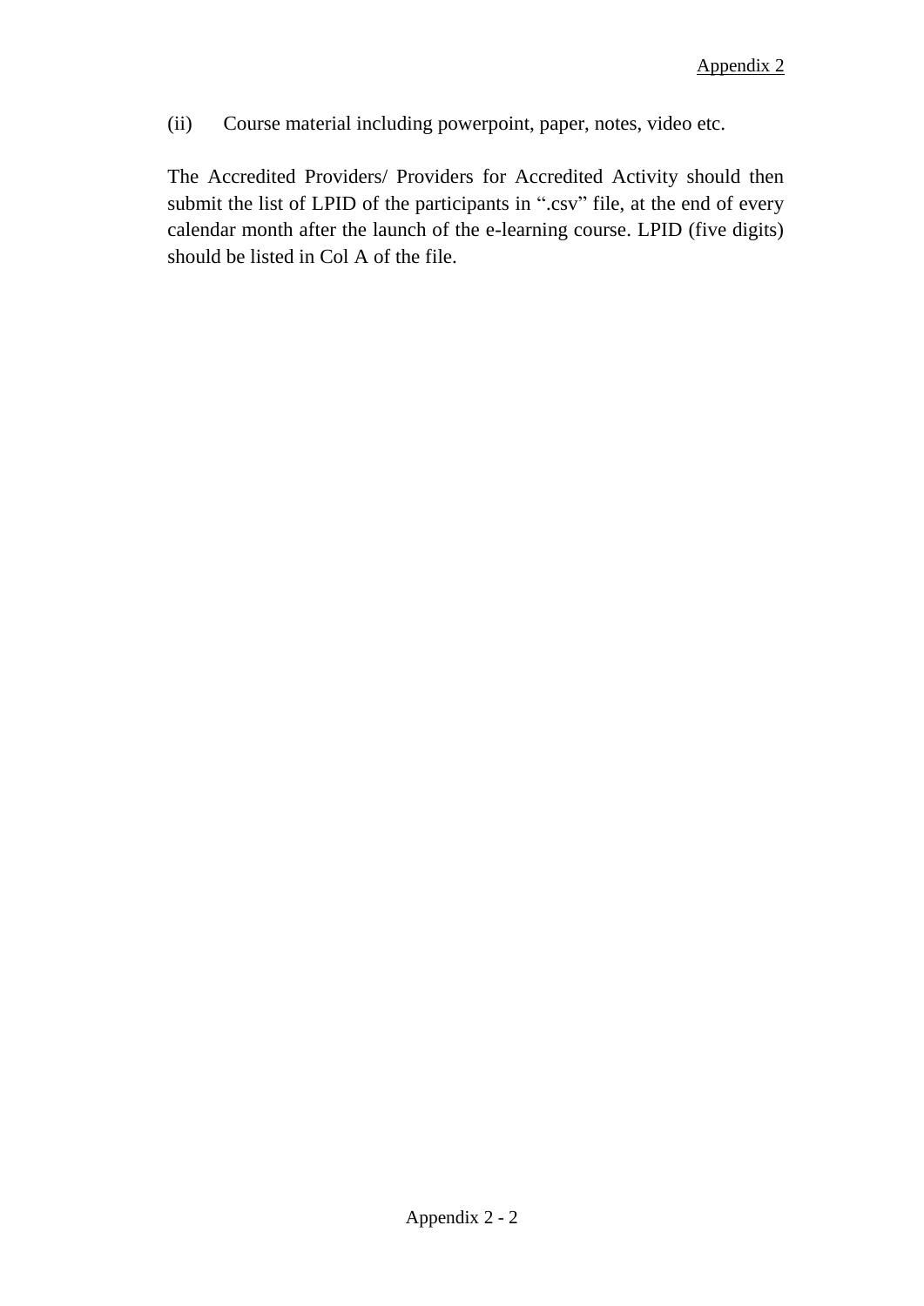(ii) Course material including powerpoint, paper, notes, video etc.

The Accredited Providers/ Providers for Accredited Activity should then submit the list of LPID of the participants in ".csv" file, at the end of every calendar month after the launch of the e-learning course. LPID (five digits) should be listed in Col A of the file.